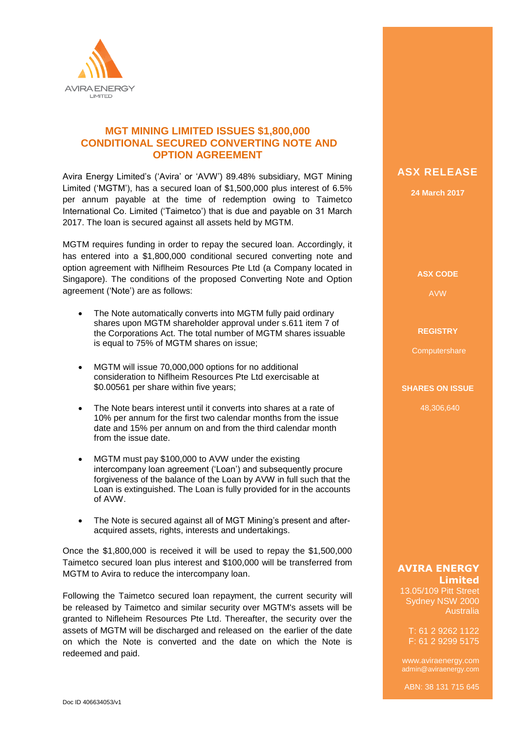AVIRA ENERGY
LIMITED

# MGT MINING LIMITED ISSUES $1,800,000 CONDITIONAL SECURED CONVERTING NOTE AND OPTION AGREEMENT

Avira Energy Limited's ('Avira' or 'AVW') 89.48% subsidiary, MGT Mining Limited ('MGTM'), has a secured loan of $1,500,000 plus interest of 6.5% per annum payable at the time of redemption owing to Taimetco International Co. Limited ('Taimetco') that is due and payable on 31 March 2017. The loan is secured against all assets held by MGTM.

MGTM requires funding in order to repay the secured loan. Accordingly, it has entered into a $1,800,000 conditional secured converting note and option agreement with Niflheim Resources Pte Ltd (a Company located in Singapore). The conditions of the proposed Converting Note and Option agreement ('Note') are as follows:

- The Note automatically converts into MGTM fully paid ordinary shares upon MGTM shareholder approval under s.611 item 7 of the Corporations Act. The total number of MGTM shares issuable is equal to 75% of MGTM shares on issue;
- MGTM will issue 70,000,000 options for no additional consideration to Niflheim Resources Pte Ltd exercisable at $0.00561 per share within five years;
- The Note bears interest until it converts into shares at a rate of 10% per annum for the first two calendar months from the issue date and 15% per annum on and from the third calendar month from the issue date.
- MGTM must pay $100,000 to AVW under the existing intercompany loan agreement ('Loan') and subsequently procure forgiveness of the balance of the Loan by AVW in full such that the Loan is extinguished. The Loan is fully provided for in the accounts of AVW.
- The Note is secured against all of MGT Mining's present and after-acquired assets, rights, interests and undertakings.

Once the $1,800,000 is received it will be used to repay the $1,500,000 Taimetco secured loan plus interest and $100,000 will be transferred from MGTM to Avira to reduce the intercompany loan.

Following the Taimetco secured loan repayment, the current security will be released by Taimetco and similar security over MGTM's assets will be granted to Nifleheim Resources Pte Ltd. Thereafter, the security over the assets of MGTM will be discharged and released on the earlier of the date on which the Note is converted and the date on which the Note is redeemed and paid.

## ASX RELEASE

**24 March 2017**

**ASX CODE**

AVW

**REGISTRY**

Computershare

**SHARES ON ISSUE**

48,306,640

**AVIRA ENERGY Limited**
13.05/109 Pitt Street
Sydney NSW 2000
Australia

T: 61 2 9262 1122
F: 61 2 9299 5175

www.aviraenergy.com
admin@aviraenergy.com

ABN: 38 131 715 645

Doc ID 406634053/v1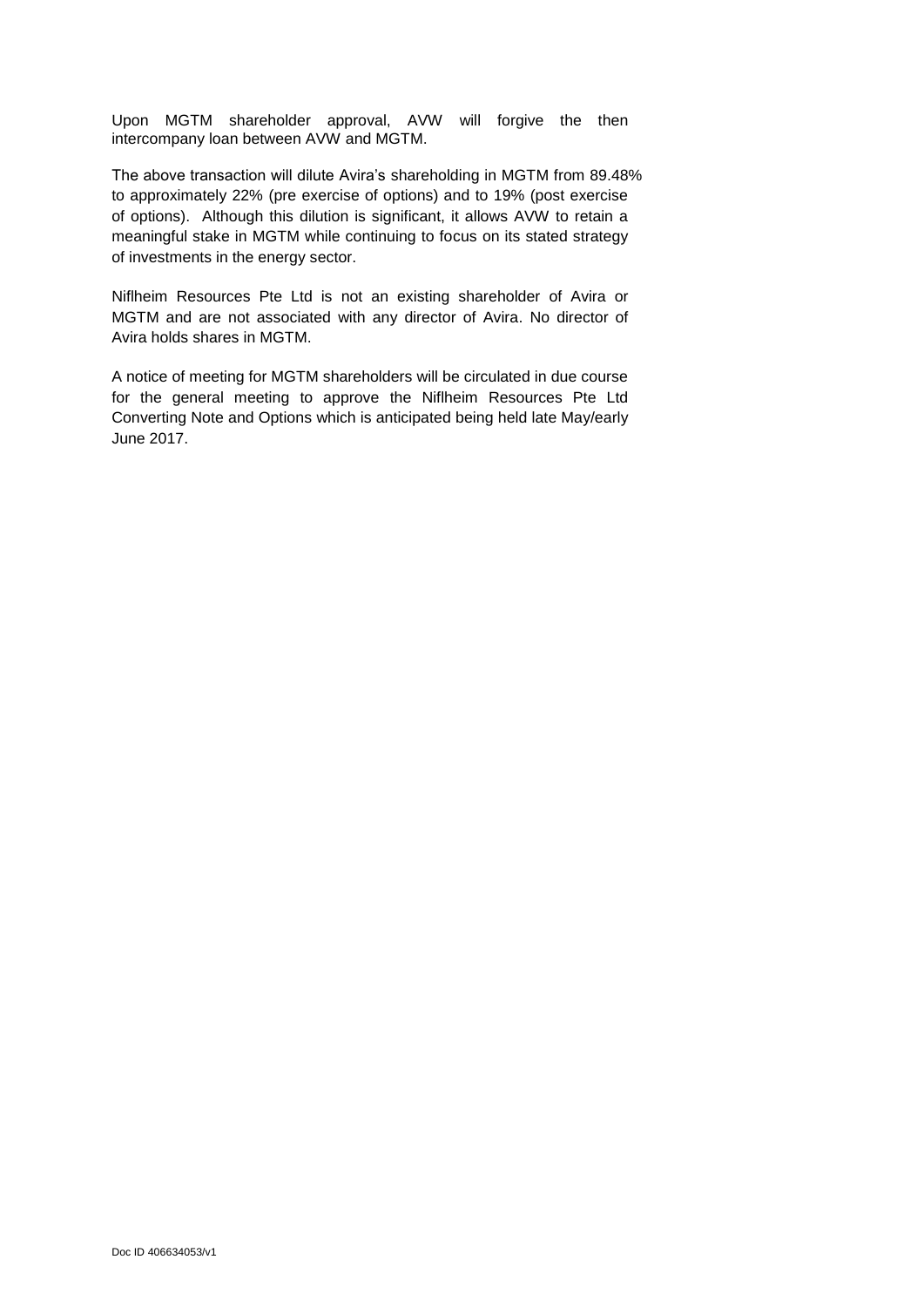Upon MGTM shareholder approval, AVW will forgive the then intercompany loan between AVW and MGTM.

The above transaction will dilute Avira's shareholding in MGTM from 89.48% to approximately 22% (pre exercise of options) and to 19% (post exercise of options). Although this dilution is significant, it allows AVW to retain a meaningful stake in MGTM while continuing to focus on its stated strategy of investments in the energy sector.

Niflheim Resources Pte Ltd is not an existing shareholder of Avira or MGTM and are not associated with any director of Avira. No director of Avira holds shares in MGTM.

A notice of meeting for MGTM shareholders will be circulated in due course for the general meeting to approve the Niflheim Resources Pte Ltd Converting Note and Options which is anticipated being held late May/early June 2017.

Doc ID 406634053/v1